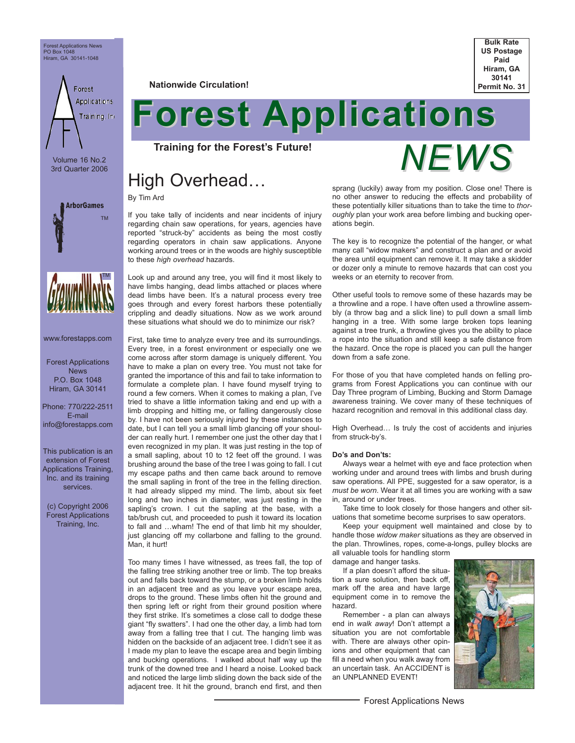Forest Applications News
PO Box 1048
Hiram, GA 30141-1048

Bulk Rate
US Postage
Paid
Hiram, GA
30141
Permit No. 31

Nationwide Circulation!

# Forest Applications NEWS

**Training for the Forest's Future!**

Volume 16 No.2
3rd Quarter 2006

www.forestapps.com

Forest Applications News
P.O. Box 1048
Hiram, GA 30141

Phone: 770/222-2511
E-mail
info@forestapps.com

This publication is an extension of Forest Applications Training, Inc. and its training services.

(c) Copyright 2006
Forest Applications Training, Inc.

## High Overhead…

By Tim Ard

If you take tally of incidents and near incidents of injury regarding chain saw operations, for years, agencies have reported "struck-by" accidents as being the most costly regarding operators in chain saw applications. Anyone working around trees or in the woods are highly susceptible to these *high overhead* hazards.

Look up and around any tree, you will find it most likely to have limbs hanging, dead limbs attached or places where dead limbs have been. It's a natural process every tree goes through and every forest harbors these potentially crippling and deadly situations. Now as we work around these situations what should we do to minimize our risk?

First, take time to analyze every tree and its surroundings. Every tree, in a forest environment or especially one we come across after storm damage is uniquely different. You have to make a plan on every tree. You must not take for granted the importance of this and fail to take information to formulate a complete plan. I have found myself trying to round a few corners. When it comes to making a plan, I've tried to shave a little information taking and end up with a limb dropping and hitting me, or falling dangerously close by. I have not been seriously injured by these instances to date, but I can tell you a small limb glancing off your shoulder can really hurt. I remember one just the other day that I even recognized in my plan. It was just resting in the top of a small sapling, about 10 to 12 feet off the ground. I was brushing around the base of the tree I was going to fall. I cut my escape paths and then came back around to remove the small sapling in front of the tree in the felling direction. It had already slipped my mind. The limb, about six feet long and two inches in diameter, was just resting in the sapling's crown. I cut the sapling at the base, with a tab/brush cut, and proceeded to push it toward its location to fall and …wham! The end of that limb hit my shoulder, just glancing off my collarbone and falling to the ground. Man, it hurt!

Too many times I have witnessed, as trees fall, the top of the falling tree striking another tree or limb. The top breaks out and falls back toward the stump, or a broken limb holds in an adjacent tree and as you leave your escape area, drops to the ground. These limbs often hit the ground and then spring left or right from their ground position where they first strike. It's sometimes a close call to dodge these giant "fly swatters". I had one the other day, a limb had torn away from a falling tree that I cut. The hanging limb was hidden on the backside of an adjacent tree. I didn't see it as I made my plan to leave the escape area and begin limbing and bucking operations. I walked about half way up the trunk of the downed tree and I heard a noise. Looked back and noticed the large limb sliding down the back side of the adjacent tree. It hit the ground, branch end first, and then sprang (luckily) away from my position. Close one! There is no other answer to reducing the effects and probability of these potentially killer situations than to take the time to *thoroughly* plan your work area before limbing and bucking operations begin.

The key is to recognize the potential of the hanger, or what many call "widow makers" and construct a plan and or avoid the area until equipment can remove it. It may take a skidder or dozer only a minute to remove hazards that can cost you weeks or an eternity to recover from.

Other useful tools to remove some of these hazards may be a throwline and a rope. I have often used a throwline assembly (a throw bag and a slick line) to pull down a small limb hanging in a tree. With some large broken tops leaning against a tree trunk, a throwline gives you the ability to place a rope into the situation and still keep a safe distance from the hazard. Once the rope is placed you can pull the hanger down from a safe zone.

For those of you that have completed hands on felling programs from Forest Applications you can continue with our Day Three program of Limbing, Bucking and Storm Damage awareness training. We cover many of these techniques of hazard recognition and removal in this additional class day.

High Overhead… Is truly the cost of accidents and injuries from struck-by's.

**Do's and Don'ts:**

Always wear a helmet with eye and face protection when working under and around trees with limbs and brush during saw operations. All PPE, suggested for a saw operator, is a *must be worn*. Wear it at all times you are working with a saw in, around or under trees.

Take time to look closely for those hangers and other situations that sometime become surprises to saw operators.

Keep your equipment well maintained and close by to handle those *widow maker* situations as they are observed in the plan. Throwlines, ropes, come-a-longs, pulley blocks are all valuable tools for handling storm damage and hanger tasks.

If a plan doesn't afford the situation a sure solution, then back off, mark off the area and have large equipment come in to remove the hazard.

Remember - a plan can always end in *walk away*! Don't attempt a situation you are not comfortable with. There are always other opinions and other equipment that can fill a need when you walk away from an uncertain task. An ACCIDENT is an UNPLANNED EVENT!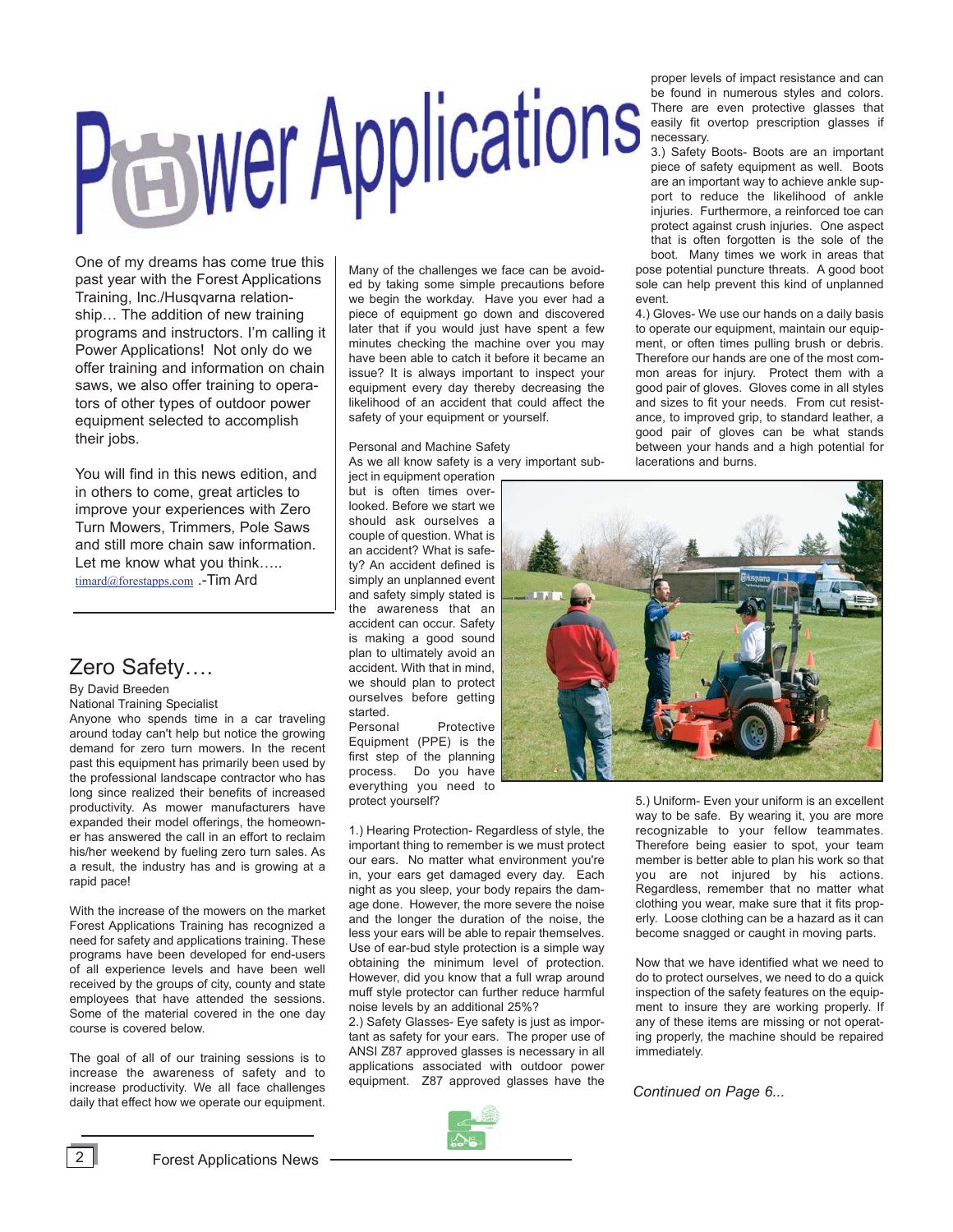# Power Applications

One of my dreams has come true this past year with the Forest Applications Training, Inc./Husqvarna relationship… The addition of new training programs and instructors. I'm calling it Power Applications! Not only do we offer training and information on chain saws, we also offer training to operators of other types of outdoor power equipment selected to accomplish their jobs.

You will find in this news edition, and in others to come, great articles to improve your experiences with Zero Turn Mowers, Trimmers, Pole Saws and still more chain saw information. Let me know what you think….. timard@forestapps.com .-Tim Ard

## Zero Safety….

By David Breeden
National Training Specialist

Anyone who spends time in a car traveling around today can't help but notice the growing demand for zero turn mowers. In the recent past this equipment has primarily been used by the professional landscape contractor who has long since realized their benefits of increased productivity. As mower manufacturers have expanded their model offerings, the homeowner has answered the call in an effort to reclaim his/her weekend by fueling zero turn sales. As a result, the industry has and is growing at a rapid pace!

With the increase of the mowers on the market Forest Applications Training has recognized a need for safety and applications training. These programs have been developed for end-users of all experience levels and have been well received by the groups of city, county and state employees that have attended the sessions. Some of the material covered in the one day course is covered below.

The goal of all of our training sessions is to increase the awareness of safety and to increase productivity. We all face challenges daily that effect how we operate our equipment. Many of the challenges we face can be avoided by taking some simple precautions before we begin the workday. Have you ever had a piece of equipment go down and discovered later that if you would just have spent a few minutes checking the machine over you may have been able to catch it before it became an issue? It is always important to inspect your equipment every day thereby decreasing the likelihood of an accident that could affect the safety of your equipment or yourself.

Personal and Machine Safety

As we all know safety is a very important subject in equipment operation but is often times overlooked. Before we start we should ask ourselves a couple of question. What is an accident? What is safety? An accident defined is simply an unplanned event and safety simply stated is the awareness that an accident can occur. Safety is making a good sound plan to ultimately avoid an accident. With that in mind, we should plan to protect ourselves before getting started.

Personal Protective Equipment (PPE) is the first step of the planning process. Do you have everything you need to protect yourself?

1.) Hearing Protection- Regardless of style, the important thing to remember is we must protect our ears. No matter what environment you're in, your ears get damaged every day. Each night as you sleep, your body repairs the damage done. However, the more severe the noise and the longer the duration of the noise, the less your ears will be able to repair themselves. Use of ear-bud style protection is a simple way obtaining the minimum level of protection. However, did you know that a full wrap around muff style protector can further reduce harmful noise levels by an additional 25%?

2.) Safety Glasses- Eye safety is just as important as safety for your ears. The proper use of ANSI Z87 approved glasses is necessary in all applications associated with outdoor power equipment. Z87 approved glasses have the proper levels of impact resistance and can be found in numerous styles and colors. There are even protective glasses that easily fit overtop prescription glasses if necessary.

3.) Safety Boots- Boots are an important piece of safety equipment as well. Boots are an important way to achieve ankle support to reduce the likelihood of ankle injuries. Furthermore, a reinforced toe can protect against crush injuries. One aspect that is often forgotten is the sole of the boot. Many times we work in areas that pose potential puncture threats. A good boot sole can help prevent this kind of unplanned event.

4.) Gloves- We use our hands on a daily basis to operate our equipment, maintain our equipment, or often times pulling brush or debris. Therefore our hands are one of the most common areas for injury. Protect them with a good pair of gloves. Gloves come in all styles and sizes to fit your needs. From cut resistance, to improved grip, to standard leather, a good pair of gloves can be what stands between your hands and a high potential for lacerations and burns.

5.) Uniform- Even your uniform is an excellent way to be safe. By wearing it, you are more recognizable to your fellow teammates. Therefore being easier to spot, your team member is better able to plan his work so that you are not injured by his actions. Regardless, remember that no matter what clothing you wear, make sure that it fits properly. Loose clothing can be a hazard as it can become snagged or caught in moving parts.

Now that we have identified what we need to do to protect ourselves, we need to do a quick inspection of the safety features on the equipment to insure they are working properly. If any of these items are missing or not operating properly, the machine should be repaired immediately.

*Continued on Page 6...*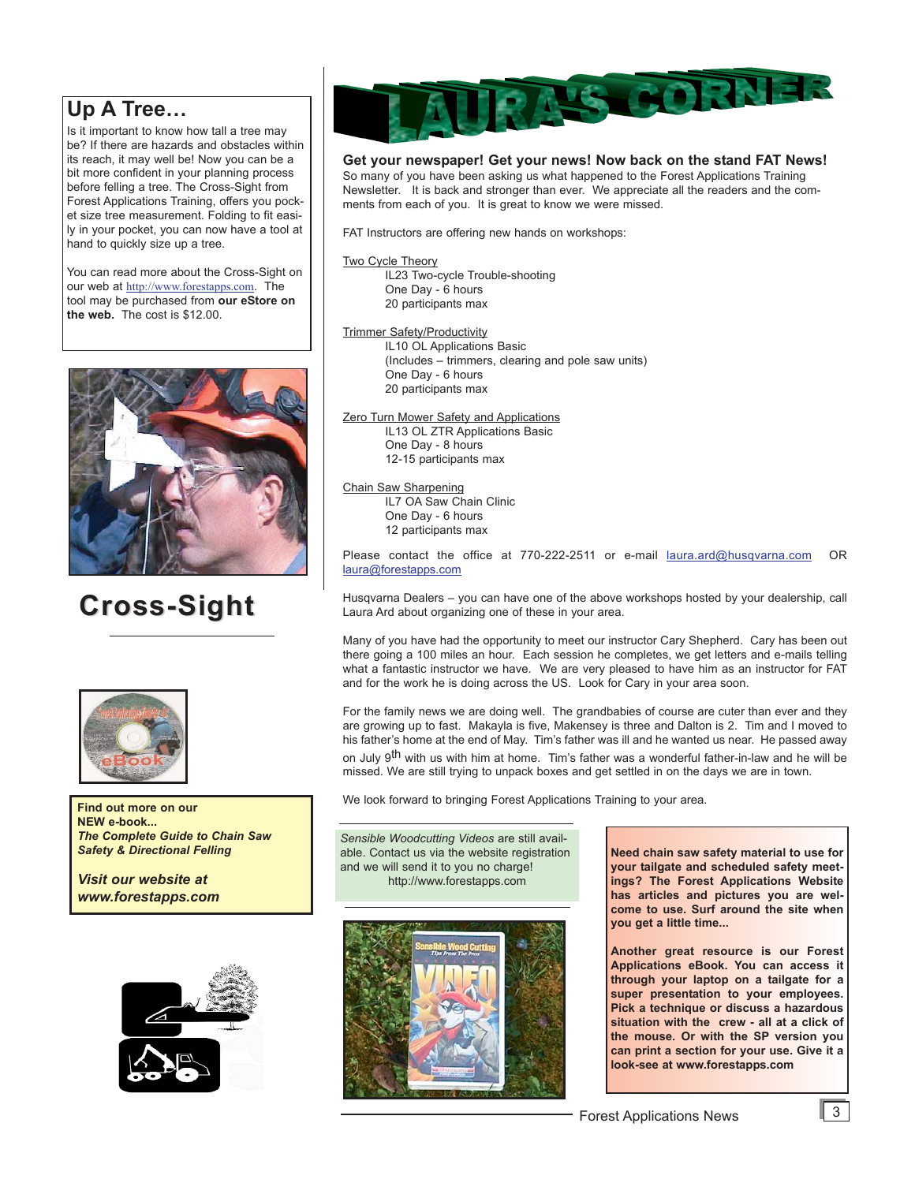## Up A Tree…

Is it important to know how tall a tree may be? If there are hazards and obstacles within its reach, it may well be! Now you can be a bit more confident in your planning process before felling a tree. The Cross-Sight from Forest Applications Training, offers you pocket size tree measurement. Folding to fit easily in your pocket, you can now have a tool at hand to quickly size up a tree.

You can read more about the Cross-Sight on our web at http://www.forestapps.com. The tool may be purchased from **our eStore on the web.** The cost is $12.00.

## Cross-Sight

**Find out more on our NEW e-book...**
***The Complete Guide to Chain Saw Safety & Directional Felling***

***Visit our website at www.forestapps.com***

# LAURA'S CORNER

**Get your newspaper! Get your news! Now back on the stand FAT News!**
So many of you have been asking us what happened to the Forest Applications Training Newsletter. It is back and stronger than ever. We appreciate all the readers and the comments from each of you. It is great to know we were missed.

FAT Instructors are offering new hands on workshops:

Two Cycle Theory
IL23 Two-cycle Trouble-shooting
One Day - 6 hours
20 participants max

Trimmer Safety/Productivity
IL10 OL Applications Basic
(Includes – trimmers, clearing and pole saw units)
One Day - 6 hours
20 participants max

Zero Turn Mower Safety and Applications
IL13 OL ZTR Applications Basic
One Day - 8 hours
12-15 participants max

Chain Saw Sharpening
IL7 OA Saw Chain Clinic
One Day - 6 hours
12 participants max

Please contact the office at 770-222-2511 or e-mail laura.ard@husqvarna.com OR laura@forestapps.com

Husqvarna Dealers – you can have one of the above workshops hosted by your dealership, call Laura Ard about organizing one of these in your area.

Many of you have had the opportunity to meet our instructor Cary Shepherd. Cary has been out there going a 100 miles an hour. Each session he completes, we get letters and e-mails telling what a fantastic instructor we have. We are very pleased to have him as an instructor for FAT and for the work he is doing across the US. Look for Cary in your area soon.

For the family news we are doing well. The grandbabies of course are cuter than ever and they are growing up to fast. Makayla is five, Makensey is three and Dalton is 2. Tim and I moved to his father's home at the end of May. Tim's father was ill and he wanted us near. He passed away on July 9th with us with him at home. Tim's father was a wonderful father-in-law and he will be missed. We are still trying to unpack boxes and get settled in on the days we are in town.

We look forward to bringing Forest Applications Training to your area.

*Sensible Woodcutting Videos* are still available. Contact us via the website registration and we will send it to you no charge!
http://www.forestapps.com

**Need chain saw safety material to use for your tailgate and scheduled safety meetings? The Forest Applications Website has articles and pictures you are welcome to use. Surf around the site when you get a little time...**

**Another great resource is our Forest Applications eBook. You can access it through your laptop on a tailgate for a super presentation to your employees. Pick a technique or discuss a hazardous situation with the crew - all at a click of the mouse. Or with the SP version you can print a section for your use. Give it a look-see at www.forestapps.com**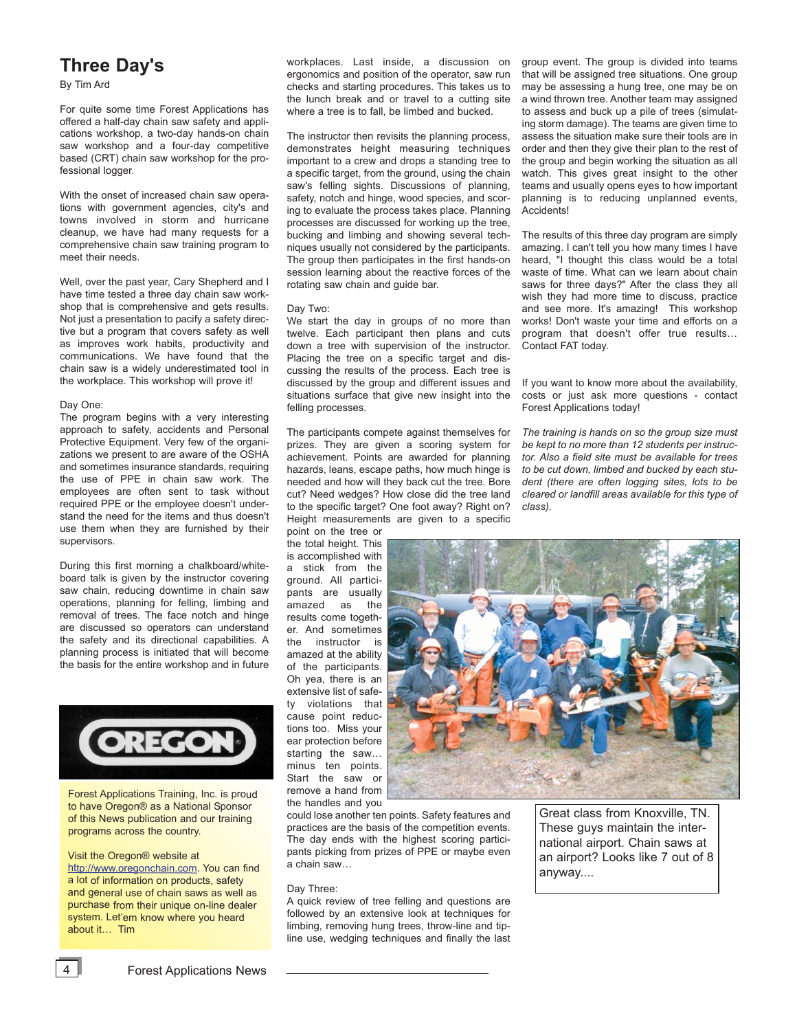# Three Day's

By Tim Ard

For quite some time Forest Applications has offered a half-day chain saw safety and applications workshop, a two-day hands-on chain saw workshop and a four-day competitive based (CRT) chain saw workshop for the professional logger.

With the onset of increased chain saw operations with government agencies, city's and towns involved in storm and hurricane cleanup, we have had many requests for a comprehensive chain saw training program to meet their needs.

Well, over the past year, Cary Shepherd and I have time tested a three day chain saw workshop that is comprehensive and gets results. Not just a presentation to pacify a safety directive but a program that covers safety as well as improves work habits, productivity and communications. We have found that the chain saw is a widely underestimated tool in the workplace. This workshop will prove it!

Day One:
The program begins with a very interesting approach to safety, accidents and Personal Protective Equipment. Very few of the organizations we present to are aware of the OSHA and sometimes insurance standards, requiring the use of PPE in chain saw work. The employees are often sent to task without required PPE or the employee doesn't understand the need for the items and thus doesn't use them when they are furnished by their supervisors.

During this first morning a chalkboard/whiteboard talk is given by the instructor covering saw chain, reducing downtime in chain saw operations, planning for felling, limbing and removal of trees. The face notch and hinge are discussed so operators can understand the safety and its directional capabilities. A planning process is initiated that will become the basis for the entire workshop and in future workplaces. Last inside, a discussion on ergonomics and position of the operator, saw run checks and starting procedures. This takes us to the lunch break and or travel to a cutting site where a tree is to fall, be limbed and bucked.

The instructor then revisits the planning process, demonstrates height measuring techniques important to a crew and drops a standing tree to a specific target, from the ground, using the chain saw's felling sights. Discussions of planning, safety, notch and hinge, wood species, and scoring to evaluate the process takes place. Planning processes are discussed for working up the tree, bucking and limbing and showing several techniques usually not considered by the participants. The group then participates in the first hands-on session learning about the reactive forces of the rotating saw chain and guide bar.

Day Two:
We start the day in groups of no more than twelve. Each participant then plans and cuts down a tree with supervision of the instructor. Placing the tree on a specific target and discussing the results of the process. Each tree is discussed by the group and different issues and situations surface that give new insight into the felling processes.

The participants compete against themselves for prizes. They are given a scoring system for achievement. Points are awarded for planning hazards, leans, escape paths, how much hinge is needed and how will they back cut the tree. Bore cut? Need wedges? How close did the tree land to the specific target? One foot away? Right on? Height measurements are given to a specific point on the tree or the total height. This is accomplished with a stick from the ground. All participants are usually amazed as the results come together. And sometimes the instructor is amazed at the ability of the participants. Oh yea, there is an extensive list of safety violations that cause point reductions too. Miss your ear protection before starting the saw… minus ten points. Start the saw or remove a hand from the handles and you could lose another ten points. Safety features and practices are the basis of the competition events. The day ends with the highest scoring participants picking from prizes of PPE or maybe even a chain saw…

Day Three:
A quick review of tree felling and questions are followed by an extensive look at techniques for limbing, removing hung trees, throw-line and tipline use, wedging techniques and finally the last group event. The group is divided into teams that will be assigned tree situations. One group may be assessing a hung tree, one may be on a wind thrown tree. Another team may assigned to assess and buck up a pile of trees (simulating storm damage). The teams are given time to assess the situation make sure their tools are in order and then they give their plan to the rest of the group and begin working the situation as all watch. This gives great insight to the other teams and usually opens eyes to how important planning is to reducing unplanned events, Accidents!

The results of this three day program are simply amazing. I can't tell you how many times I have heard, "I thought this class would be a total waste of time. What can we learn about chain saws for three days?" After the class they all wish they had more time to discuss, practice and see more. It's amazing! This workshop works! Don't waste your time and efforts on a program that doesn't offer true results… Contact FAT today.

If you want to know more about the availability, costs or just ask more questions - contact Forest Applications today!

*The training is hands on so the group size must be kept to no more than 12 students per instructor. Also a field site must be available for trees to be cut down, limbed and bucked by each student (there are often logging sites, lots to be cleared or landfill areas available for this type of class).*

Great class from Knoxville, TN. These guys maintain the international airport. Chain saws at an airport? Looks like 7 out of 8 anyway....

OREGON®

Forest Applications Training, Inc. is proud to have Oregon® as a National Sponsor of this News publication and our training programs across the country.

Visit the Oregon® website at http://www.oregonchain.com. You can find a lot of information on products, safety and general use of chain saws as well as purchase from their unique on-line dealer system. Let'em know where you heard about it… Tim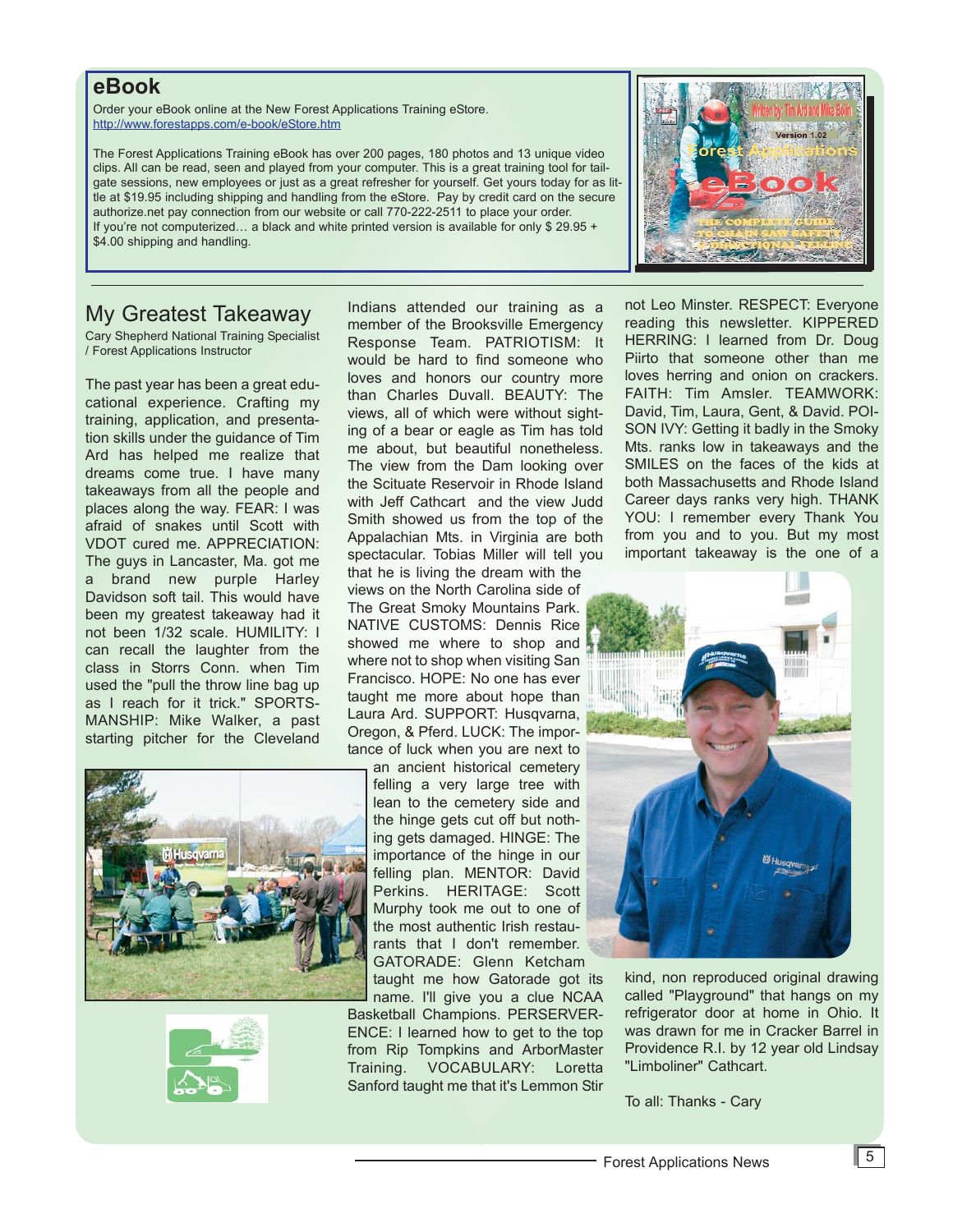## eBook

Order your eBook online at the New Forest Applications Training eStore.
http://www.forestapps.com/e-book/eStore.htm

The Forest Applications Training eBook has over 200 pages, 180 photos and 13 unique video clips. All can be read, seen and played from your computer. This is a great training tool for tail-gate sessions, new employees or just as a great refresher for yourself. Get yours today for as little at $19.95 including shipping and handling from the eStore. Pay by credit card on the secure authorize.net pay connection from our website or call 770-222-2511 to place your order.
If you're not computerized… a black and white printed version is available for only $ 29.95 + $4.00 shipping and handling.

## My Greatest Takeaway

Cary Shepherd National Training Specialist / Forest Applications Instructor

The past year has been a great educational experience. Crafting my training, application, and presentation skills under the guidance of Tim Ard has helped me realize that dreams come true. I have many takeaways from all the people and places along the way. FEAR: I was afraid of snakes until Scott with VDOT cured me. APPRECIATION: The guys in Lancaster, Ma. got me a brand new purple Harley Davidson soft tail. This would have been my greatest takeaway had it not been 1/32 scale. HUMILITY: I can recall the laughter from the class in Storrs Conn. when Tim used the "pull the throw line bag up as I reach for it trick." SPORTSMANSHIP: Mike Walker, a past starting pitcher for the Cleveland Indians attended our training as a member of the Brooksville Emergency Response Team. PATRIOTISM: It would be hard to find someone who loves and honors our country more than Charles Duvall. BEAUTY: The views, all of which were without sighting of a bear or eagle as Tim has told me about, but beautiful nonetheless. The view from the Dam looking over the Scituate Reservoir in Rhode Island with Jeff Cathcart and the view Judd Smith showed us from the top of the Appalachian Mts. in Virginia are both spectacular. Tobias Miller will tell you that he is living the dream with the views on the North Carolina side of The Great Smoky Mountains Park. NATIVE CUSTOMS: Dennis Rice showed me where to shop and where not to shop when visiting San Francisco. HOPE: No one has ever taught me more about hope than Laura Ard. SUPPORT: Husqvarna, Oregon, & Pferd. LUCK: The importance of luck when you are next to an ancient historical cemetery felling a very large tree with lean to the cemetery side and the hinge gets cut off but nothing gets damaged. HINGE: The importance of the hinge in our felling plan. MENTOR: David Perkins. HERITAGE: Scott Murphy took me out to one of the most authentic Irish restaurants that I don't remember. GATORADE: Glenn Ketcham taught me how Gatorade got its name. I'll give you a clue NCAA Basketball Champions. PERSERVERENCE: I learned how to get to the top from Rip Tompkins and ArborMaster Training. VOCABULARY: Loretta Sanford taught me that it's Lemmon Stir not Leo Minster. RESPECT: Everyone reading this newsletter. KIPPERED HERRING: I learned from Dr. Doug Piirto that someone other than me loves herring and onion on crackers. FAITH: Tim Amsler. TEAMWORK: David, Tim, Laura, Gent, & David. POISON IVY: Getting it badly in the Smoky Mts. ranks low in takeaways and the SMILES on the faces of the kids at both Massachusetts and Rhode Island Career days ranks very high. THANK YOU: I remember every Thank You from you and to you. But my most important takeaway is the one of a kind, non reproduced original drawing called "Playground" that hangs on my refrigerator door at home in Ohio. It was drawn for me in Cracker Barrel in Providence R.I. by 12 year old Lindsay "Limboliner" Cathcart.

To all: Thanks - Cary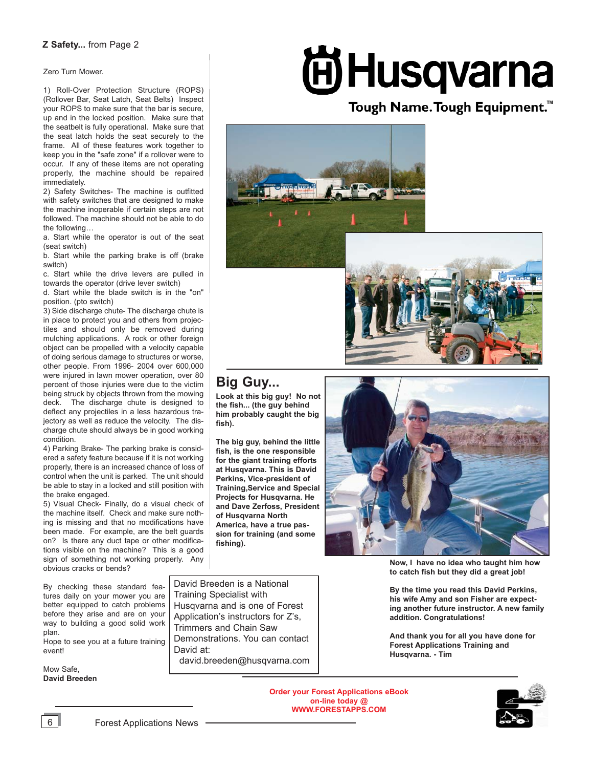**Z Safety...** from Page 2

Zero Turn Mower.

1) Roll-Over Protection Structure (ROPS) (Rollover Bar, Seat Latch, Seat Belts) Inspect your ROPS to make sure that the bar is secure, up and in the locked position. Make sure that the seatbelt is fully operational. Make sure that the seat latch holds the seat securely to the frame. All of these features work together to keep you in the "safe zone" if a rollover were to occur. If any of these items are not operating properly, the machine should be repaired immediately.

2) Safety Switches- The machine is outfitted with safety switches that are designed to make the machine inoperable if certain steps are not followed. The machine should not be able to do the following…

a. Start while the operator is out of the seat (seat switch)

b. Start while the parking brake is off (brake switch)

c. Start while the drive levers are pulled in towards the operator (drive lever switch)

d. Start while the blade switch is in the "on" position. (pto switch)

3) Side discharge chute- The discharge chute is in place to protect you and others from projectiles and should only be removed during mulching applications. A rock or other foreign object can be propelled with a velocity capable of doing serious damage to structures or worse, other people. From 1996- 2004 over 600,000 were injured in lawn mower operation, over 80 percent of those injuries were due to the victim being struck by objects thrown from the mowing deck. The discharge chute is designed to deflect any projectiles in a less hazardous trajectory as well as reduce the velocity. The discharge chute should always be in good working condition.

4) Parking Brake- The parking brake is considered a safety feature because if it is not working properly, there is an increased chance of loss of control when the unit is parked. The unit should be able to stay in a locked and still position with the brake engaged.

5) Visual Check- Finally, do a visual check of the machine itself. Check and make sure nothing is missing and that no modifications have been made. For example, are the belt guards on? Is there any duct tape or other modifications visible on the machine? This is a good sign of something not working properly. Any obvious cracks or bends?

By checking these standard features daily on your mower you are better equipped to catch problems before they arise and are on your way to building a good solid work plan.

Hope to see you at a future training event!

Mow Safe,
**David Breeden**

David Breeden is a National Training Specialist with Husqvarna and is one of Forest Application's instructors for Z's, Trimmers and Chain Saw Demonstrations. You can contact David at:
david.breeden@husqvarna.com

# Husqvarna

**Tough Name. Tough Equipment.™**

## Big Guy...

**Look at this big guy! No not the fish... (the guy behind him probably caught the big fish).**

**The big guy, behind the little fish, is the one responsible for the giant training efforts at Husqvarna. This is David Perkins, Vice-president of Training,Service and Special Projects for Husqvarna. He and Dave Zerfoss, President of Husqvarna North America, have a true passion for training (and some fishing).**

**Now, I have no idea who taught him how to catch fish but they did a great job!**

**By the time you read this David Perkins, his wife Amy and son Fisher are expecting another future instructor. A new family addition. Congratulations!**

**And thank you for all you have done for Forest Applications Training and Husqvarna. - Tim**

**Order your Forest Applications eBook on-line today @ WWW.FORESTAPPS.COM**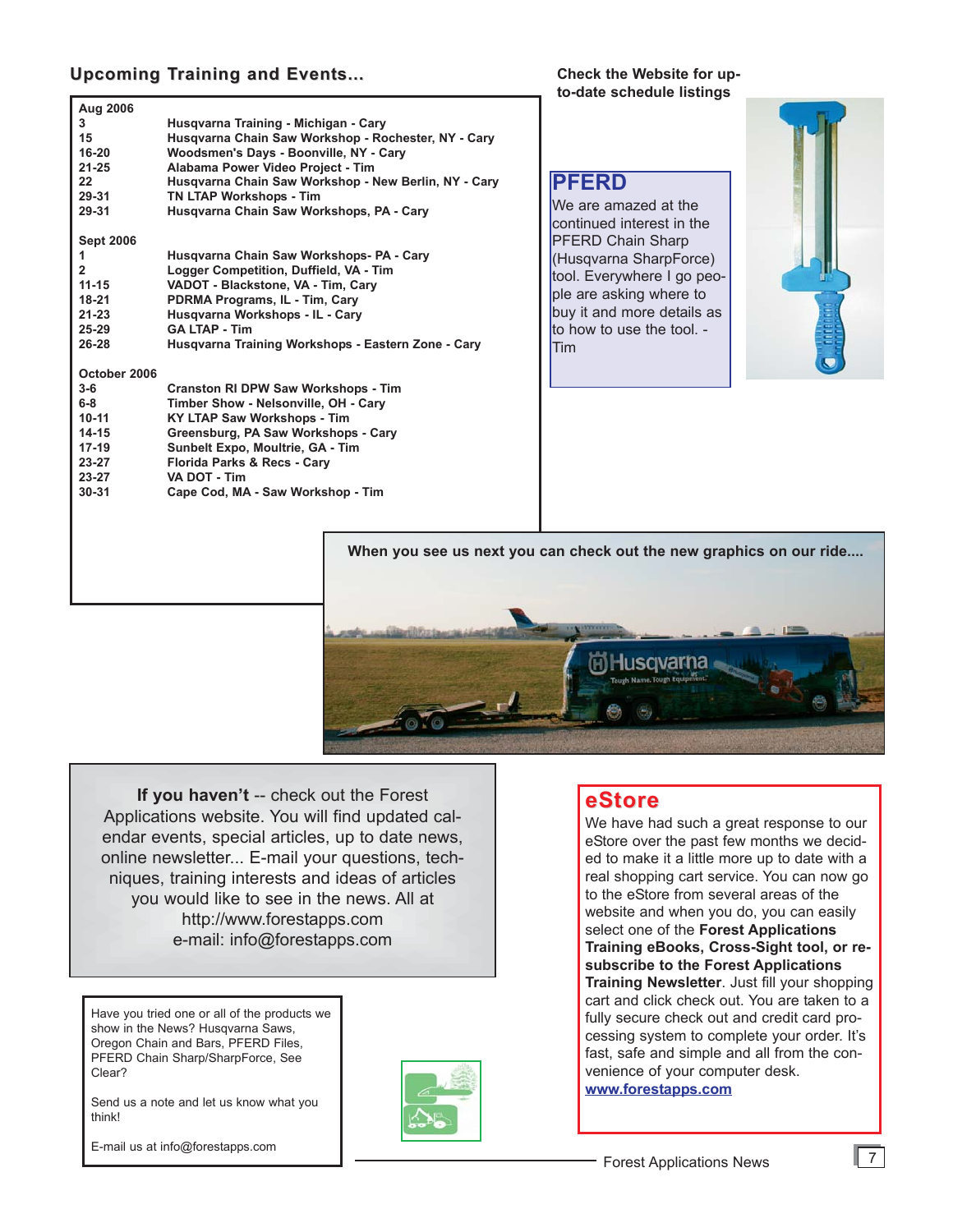## Upcoming Training and Events...

**Aug 2006**

| | |
|---|---|
| 3 | Husqvarna Training - Michigan - Cary |
| 15 | Husqvarna Chain Saw Workshop - Rochester, NY - Cary |
| 16-20 | Woodsmen's Days - Boonville, NY - Cary |
| 21-25 | Alabama Power Video Project - Tim |
| 22 | Husqvarna Chain Saw Workshop - New Berlin, NY - Cary |
| 29-31 | TN LTAP Workshops - Tim |
| 29-31 | Husqvarna Chain Saw Workshops, PA - Cary |

**Sept 2006**

| | |
|---|---|
| 1 | Husqvarna Chain Saw Workshops- PA - Cary |
| 2 | Logger Competition, Duffield, VA - Tim |
| 11-15 | VADOT - Blackstone, VA - Tim, Cary |
| 18-21 | PDRMA Programs, IL - Tim, Cary |
| 21-23 | Husqvarna Workshops - IL - Cary |
| 25-29 | GA LTAP - Tim |
| 26-28 | Husqvarna Training Workshops - Eastern Zone - Cary |

**October 2006**

| | |
|---|---|
| 3-6 | Cranston RI DPW Saw Workshops - Tim |
| 6-8 | Timber Show - Nelsonville, OH - Cary |
| 10-11 | KY LTAP Saw Workshops - Tim |
| 14-15 | Greensburg, PA Saw Workshops - Cary |
| 17-19 | Sunbelt Expo, Moultrie, GA - Tim |
| 23-27 | Florida Parks & Recs - Cary |
| 23-27 | VA DOT - Tim |
| 30-31 | Cape Cod, MA - Saw Workshop - Tim |

**Check the Website for up-to-date schedule listings**

## PFERD

We are amazed at the continued interest in the PFERD Chain Sharp (Husqvarna SharpForce) tool. Everywhere I go people are asking where to buy it and more details as to how to use the tool. - Tim

**When you see us next you can check out the new graphics on our ride....**

**If you haven't** -- check out the Forest Applications website. You will find updated calendar events, special articles, up to date news, online newsletter... E-mail your questions, techniques, training interests and ideas of articles you would like to see in the news. All at http://www.forestapps.com e-mail: info@forestapps.com

Have you tried one or all of the products we show in the News? Husqvarna Saws, Oregon Chain and Bars, PFERD Files, PFERD Chain Sharp/SharpForce, See Clear?

Send us a note and let us know what you think!

E-mail us at info@forestapps.com

## eStore

We have had such a great response to our eStore over the past few months we decided to make it a little more up to date with a real shopping cart service. You can now go to the eStore from several areas of the website and when you do, you can easily select one of the **Forest Applications Training eBooks, Cross-Sight tool, or re-subscribe to the Forest Applications Training Newsletter**. Just fill your shopping cart and click check out. You are taken to a fully secure check out and credit card processing system to complete your order. It's fast, safe and simple and all from the convenience of your computer desk.
**www.forestapps.com**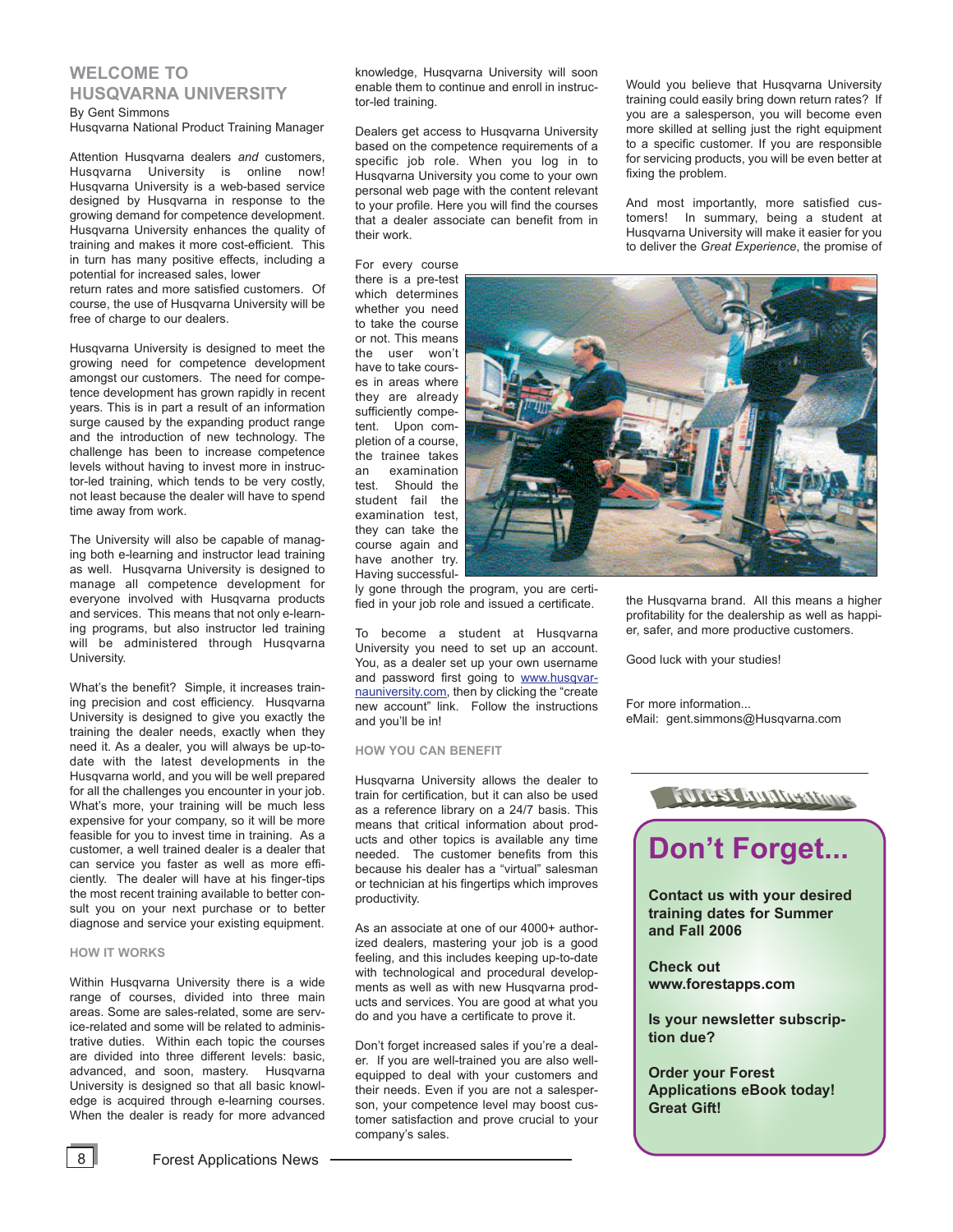## WELCOME TO HUSQVARNA UNIVERSITY

By Gent Simmons
Husqvarna National Product Training Manager

Attention Husqvarna dealers *and* customers, Husqvarna University is online now! Husqvarna University is a web-based service designed by Husqvarna in response to the growing demand for competence development. Husqvarna University enhances the quality of training and makes it more cost-efficient. This in turn has many positive effects, including a potential for increased sales, lower return rates and more satisfied customers. Of course, the use of Husqvarna University will be free of charge to our dealers.

Husqvarna University is designed to meet the growing need for competence development amongst our customers. The need for competence development has grown rapidly in recent years. This is in part a result of an information surge caused by the expanding product range and the introduction of new technology. The challenge has been to increase competence levels without having to invest more in instructor-led training, which tends to be very costly, not least because the dealer will have to spend time away from work.

The University will also be capable of managing both e-learning and instructor lead training as well. Husqvarna University is designed to manage all competence development for everyone involved with Husqvarna products and services. This means that not only e-learning programs, but also instructor led training will be administered through Husqvarna University.

What's the benefit? Simple, it increases training precision and cost efficiency. Husqvarna University is designed to give you exactly the training the dealer needs, exactly when they need it. As a dealer, you will always be up-to-date with the latest developments in the Husqvarna world, and you will be well prepared for all the challenges you encounter in your job. What's more, your training will be much less expensive for your company, so it will be more feasible for you to invest time in training. As a customer, a well trained dealer is a dealer that can service you faster as well as more efficiently. The dealer will have at his finger-tips the most recent training available to better consult you on your next purchase or to better diagnose and service your existing equipment.

### HOW IT WORKS

Within Husqvarna University there is a wide range of courses, divided into three main areas. Some are sales-related, some are service-related and some will be related to administrative duties. Within each topic the courses are divided into three different levels: basic, advanced, and soon, mastery. Husqvarna University is designed so that all basic knowledge is acquired through e-learning courses. When the dealer is ready for more advanced knowledge, Husqvarna University will soon enable them to continue and enroll in instructor-led training.

Dealers get access to Husqvarna University based on the competence requirements of a specific job role. When you log in to Husqvarna University you come to your own personal web page with the content relevant to your profile. Here you will find the courses that a dealer associate can benefit from in their work.

For every course there is a pre-test which determines whether you need to take the course or not. This means the user won't have to take courses in areas where they are already sufficiently competent. Upon completion of a course, the trainee takes an examination test. Should the student fail the examination test, they can take the course again and have another try. Having successfully gone through the program, you are certified in your job role and issued a certificate.

To become a student at Husqvarna University you need to set up an account. You, as a dealer set up your own username and password first going to www.husqvarnauniversity.com, then by clicking the "create new account" link. Follow the instructions and you'll be in!

### HOW YOU CAN BENEFIT

Husqvarna University allows the dealer to train for certification, but it can also be used as a reference library on a 24/7 basis. This means that critical information about products and other topics is available any time needed. The customer benefits from this because his dealer has a "virtual" salesman or technician at his fingertips which improves productivity.

As an associate at one of our 4000+ authorized dealers, mastering your job is a good feeling, and this includes keeping up-to-date with technological and procedural developments as well as with new Husqvarna products and services. You are good at what you do and you have a certificate to prove it.

Don't forget increased sales if you're a dealer. If you are well-trained you are also well-equipped to deal with your customers and their needs. Even if you are not a salesperson, your competence level may boost customer satisfaction and prove crucial to your company's sales.

Would you believe that Husqvarna University training could easily bring down return rates? If you are a salesperson, you will become even more skilled at selling just the right equipment to a specific customer. If you are responsible for servicing products, you will be even better at fixing the problem.

And most importantly, more satisfied customers! In summary, being a student at Husqvarna University will make it easier for you to deliver the *Great Experience*, the promise of the Husqvarna brand. All this means a higher profitability for the dealership as well as happier, safer, and more productive customers.

Good luck with your studies!

For more information...
eMail: gent.simmons@Husqvarna.com

---

Forest Applications

## Don't Forget...

**Contact us with your desired training dates for Summer and Fall 2006**

**Check out www.forestapps.com**

**Is your newsletter subscription due?**

**Order your Forest Applications eBook today! Great Gift!**